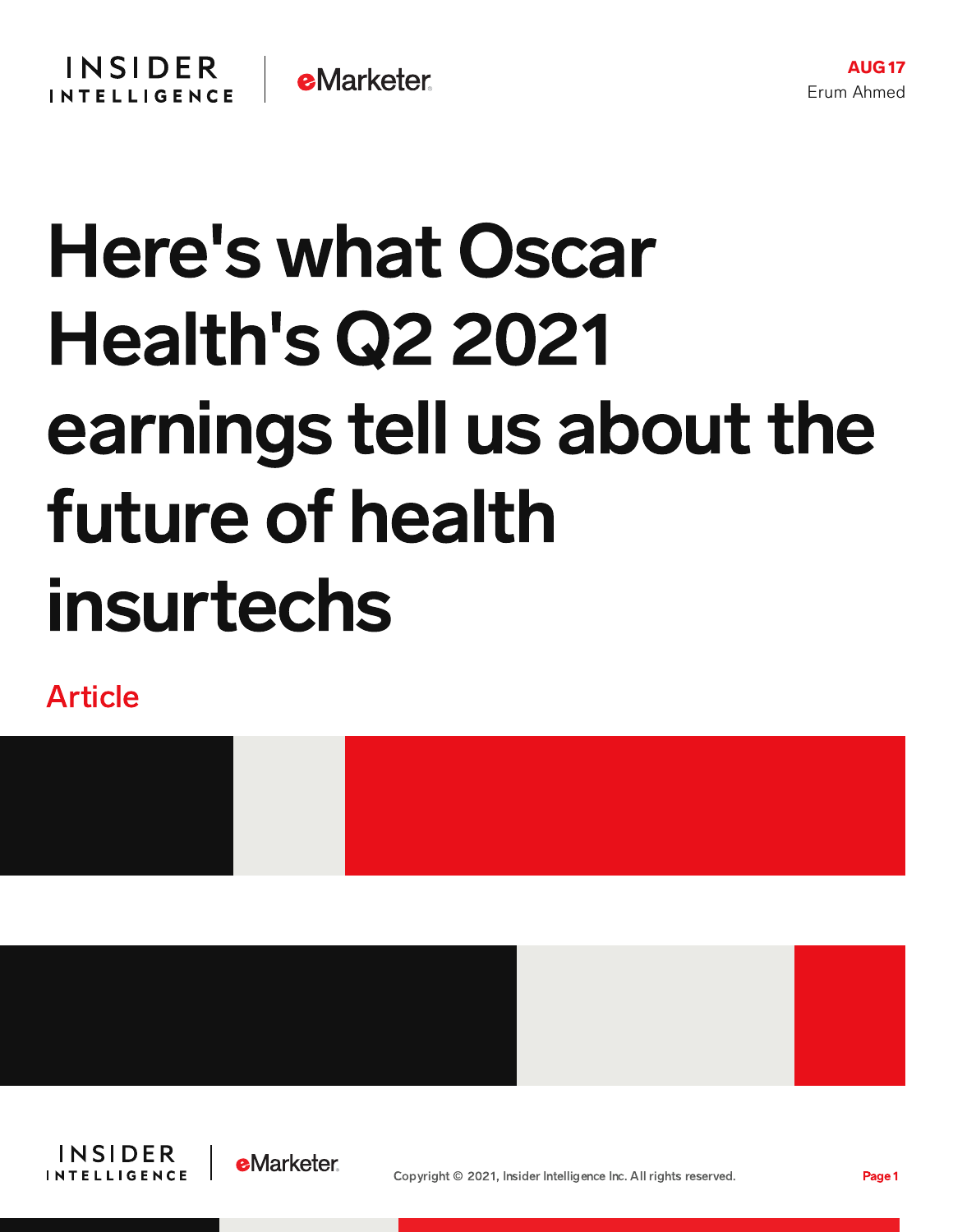AUG 17

Erum Ahmed

# Here's what Oscar Health's Q2 2021 earnings tell us about the future of health insurtechs

Article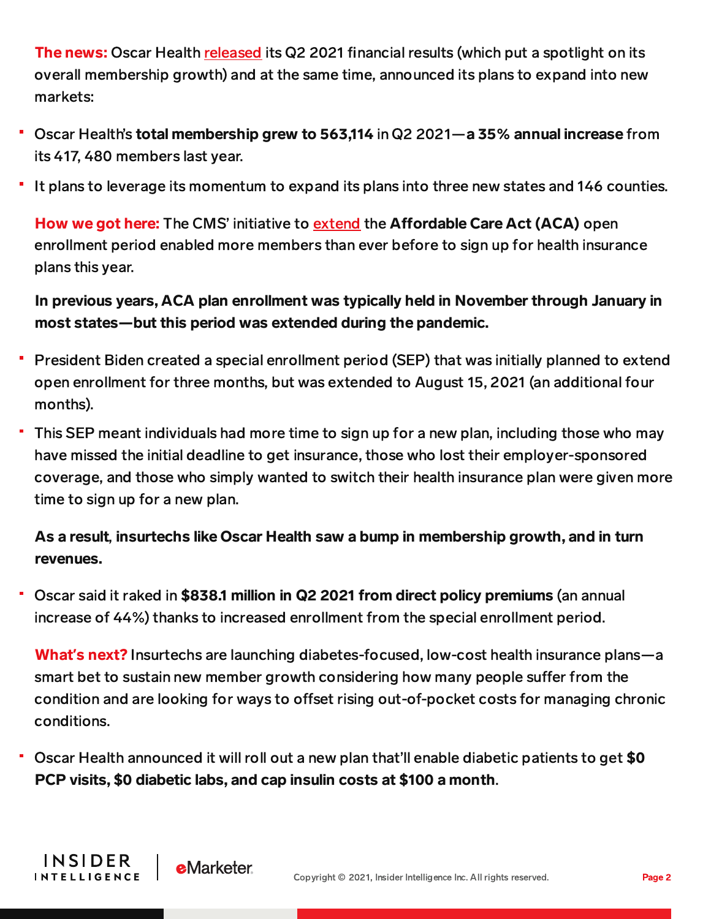**The news:** Oscar Health released its Q2 2021 financial results (which put a spotlight on its overall membership growth) and at the same time, announced its plans to expand into new markets:

- Oscar Health's **total membership grew to 563,114** in Q2 2021—**a 35% annual increase** from its 417, 480 members last year.
- It plans to leverage its momentum to expand its plans into three new states and 146 counties.

**How we got here:** The CMS' initiative to extend the **Affordable Care Act (ACA)** open enrollment period enabled more members than ever before to sign up for health insurance plans this year.

**In previous years, ACA plan enrollment was typically held in November through January in most states—but this period was extended during the pandemic.**

- President Biden created a special enrollment period (SEP) that was initially planned to extend open enrollment for three months, but was extended to August 15, 2021 (an additional four months).
- This SEP meant individuals had more time to sign up for a new plan, including those who may have missed the initial deadline to get insurance, those who lost their employer-sponsored coverage, and those who simply wanted to switch their health insurance plan were given more time to sign up for a new plan.

**As a result, insurtechs like Oscar Health saw a bump in membership growth, and in turn revenues.**

- Oscar said it raked in **$838.1 million in Q2 2021 from direct policy premiums** (an annual increase of 44%) thanks to increased enrollment from the special enrollment period.

**What's next?** Insurtechs are launching diabetes-focused, low-cost health insurance plans—a smart bet to sustain new member growth considering how many people suffer from the condition and are looking for ways to offset rising out-of-pocket costs for managing chronic conditions.

- Oscar Health announced it will roll out a new plan that'll enable diabetic patients to get **$0 PCP visits, $0 diabetic labs, and cap insulin costs at $100 a month**.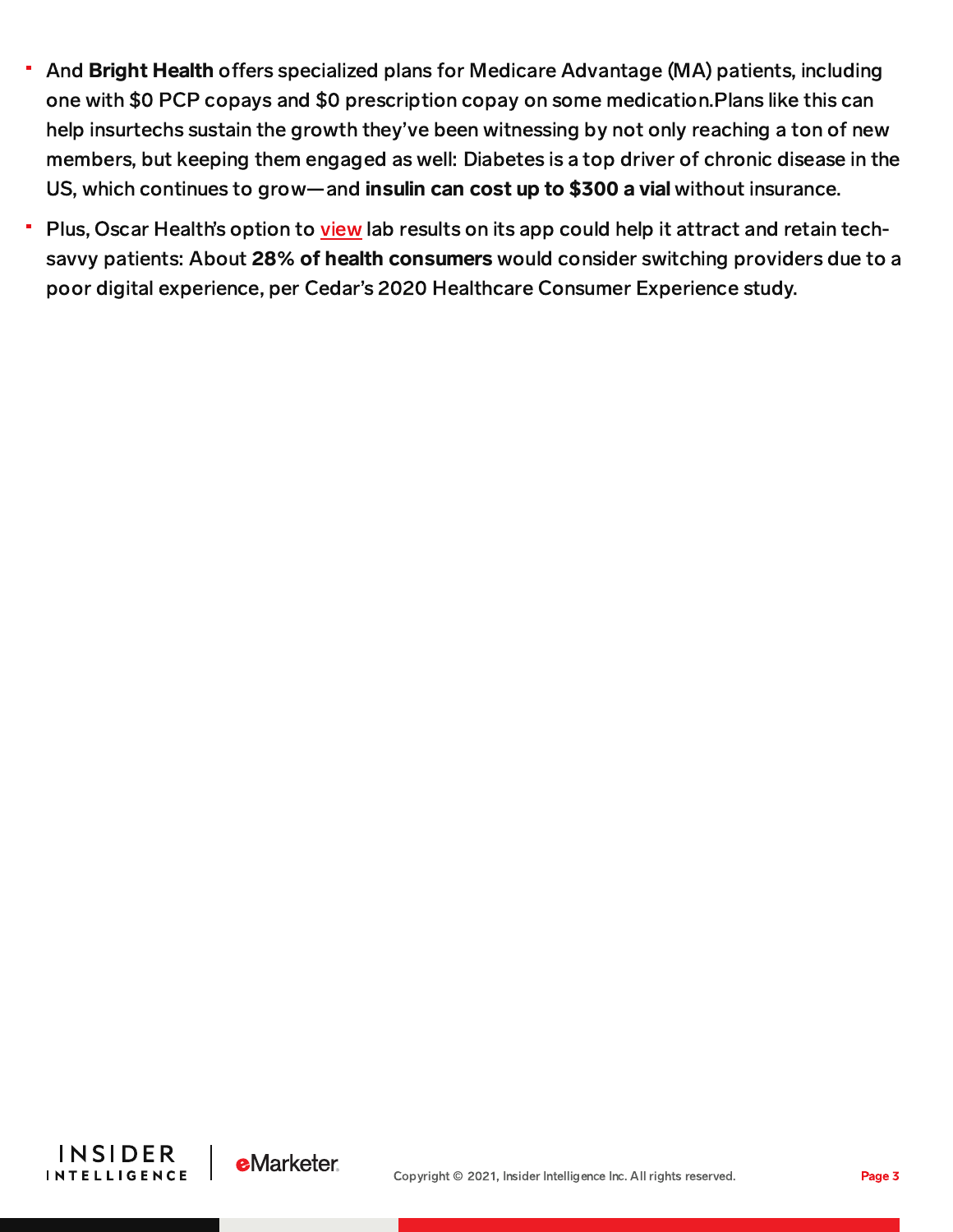- And **Bright Health** offers specialized plans for Medicare Advantage (MA) patients, including one with $0 PCP copays and $0 prescription copay on some medication.Plans like this can help insurtechs sustain the growth they've been witnessing by not only reaching a ton of new members, but keeping them engaged as well: Diabetes is a top driver of chronic disease in the US, which continues to grow—and **insulin can cost up to $300 a vial** without insurance.
- Plus, Oscar Health's option to view lab results on its app could help it attract and retain tech-savvy patients: About **28% of health consumers** would consider switching providers due to a poor digital experience, per Cedar's 2020 Healthcare Consumer Experience study.